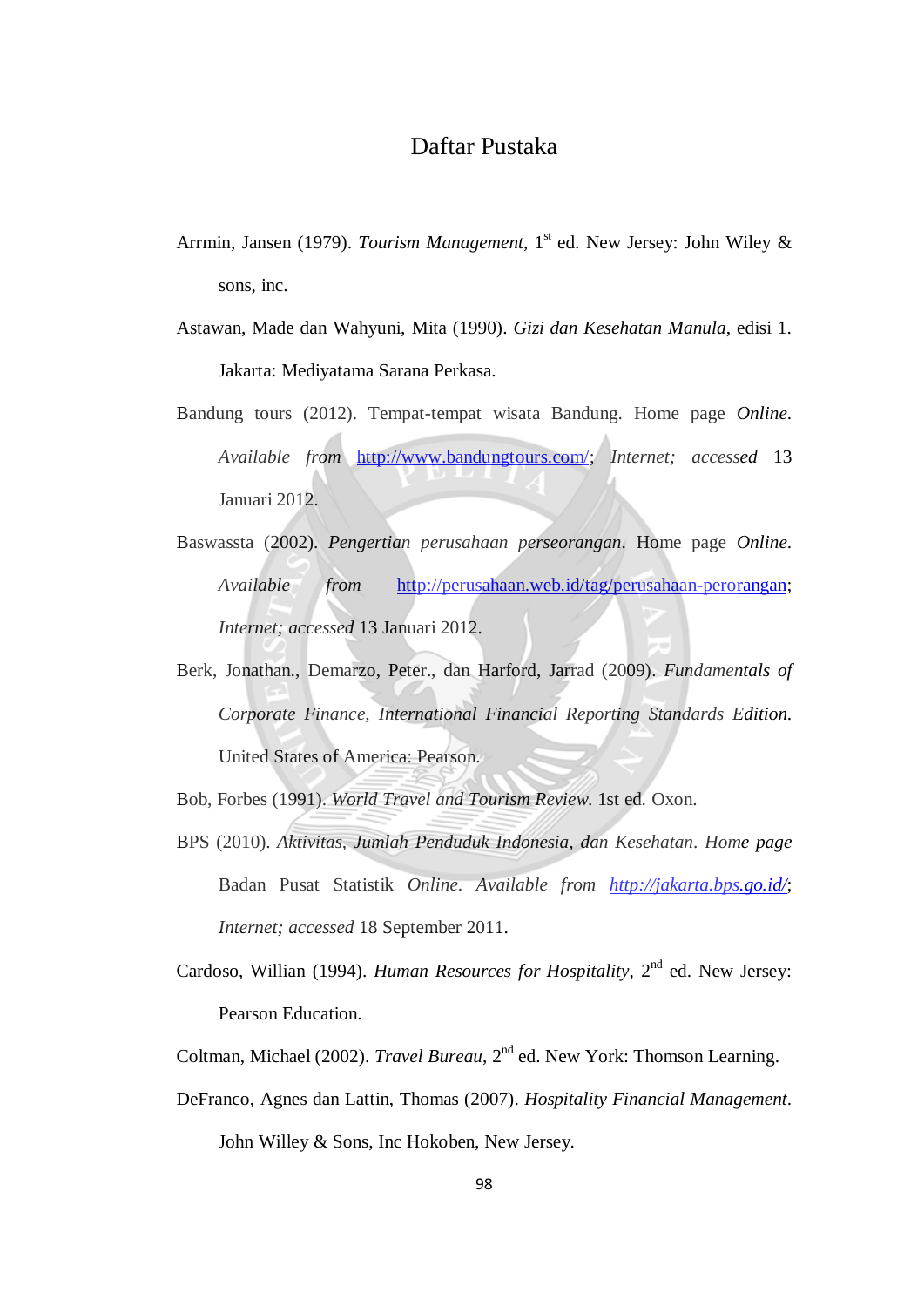# Daftar Pustaka

Arrmin, Jansen (1979). *Tourism Management*, 1st ed. New Jersey: John Wiley & sons, inc.

Astawan, Made dan Wahyuni, Mita (1990). *Gizi dan Kesehatan Manula*, edisi 1. Jakarta: Mediyatama Sarana Perkasa.

Bandung tours (2012). Tempat-tempat wisata Bandung. Home page *Online. Available from* http://www.bandungtours.com/; *Internet; accessed* 13 Januari 2012.

Baswassta (2002). *Pengertian perusahaan perseorangan*. Home page *Online. Available from* http://perusahaan.web.id/tag/perusahaan-perorangan; *Internet; accessed* 13 Januari 2012.

Berk, Jonathan., Demarzo, Peter., dan Harford, Jarrad (2009). *Fundamentals of Corporate Finance, International Financial Reporting Standards Edition*. United States of America: Pearson.

Bob, Forbes (1991). *World Travel and Tourism Review*. 1st ed. Oxon.

BPS (2010). *Aktivitas, Jumlah Penduduk Indonesia, dan Kesehatan*. *Home page* Badan Pusat Statistik *Online. Available from* *http://jakarta.bps.go.id/*; *Internet; accessed* 18 September 2011.

Cardoso, Willian (1994). *Human Resources for Hospitality*, 2nd ed. New Jersey: Pearson Education.

Coltman, Michael (2002). *Travel Bureau*, 2nd ed. New York: Thomson Learning.

DeFranco, Agnes dan Lattin, Thomas (2007). *Hospitality Financial Management*. John Willey & Sons, Inc Hokoben, New Jersey.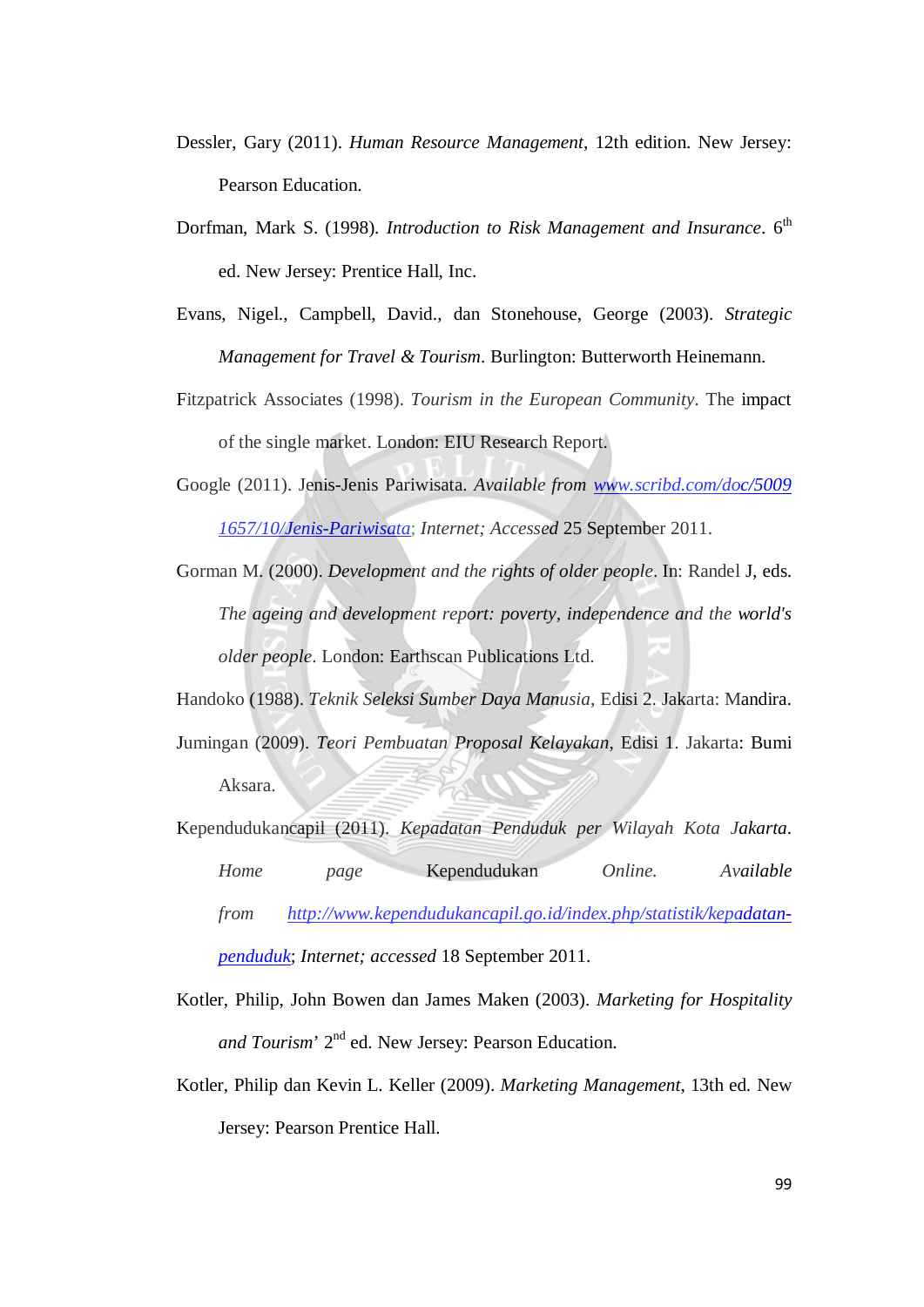Dessler, Gary (2011). *Human Resource Management*, 12th edition. New Jersey: Pearson Education.

Dorfman, Mark S. (1998). *Introduction to Risk Management and Insurance*. 6th ed. New Jersey: Prentice Hall, Inc.

Evans, Nigel., Campbell, David., dan Stonehouse, George (2003). *Strategic Management for Travel & Tourism*. Burlington: Butterworth Heinemann.

Fitzpatrick Associates (1998). *Tourism in the European Community*. The impact of the single market. London: EIU Research Report.

Google (2011). Jenis-Jenis Pariwisata. *Available from* www.scribd.com/doc/50091657/10/Jenis-Pariwisata; *Internet; Accessed* 25 September 2011.

Gorman M. (2000). *Development and the rights of older people*. In: Randel J, eds. *The ageing and development report: poverty, independence and the world's older people*. London: Earthscan Publications Ltd.

Handoko (1988). *Teknik Seleksi Sumber Daya Manusia*, Edisi 2. Jakarta: Mandira.

Jumingan (2009). *Teori Pembuatan Proposal Kelayakan*, Edisi 1. Jakarta: Bumi Aksara.

Kependudukancapil (2011). *Kepadatan Penduduk per Wilayah Kota Jakarta*. *Home page* Kependudukan *Online. Available from* http://www.kependudukancapil.go.id/index.php/statistik/kepadatan-penduduk; *Internet; accessed* 18 September 2011.

Kotler, Philip, John Bowen dan James Maken (2003). *Marketing for Hospitality and Tourism*' 2nd ed. New Jersey: Pearson Education.

Kotler, Philip dan Kevin L. Keller (2009). *Marketing Management*, 13th ed. New Jersey: Pearson Prentice Hall.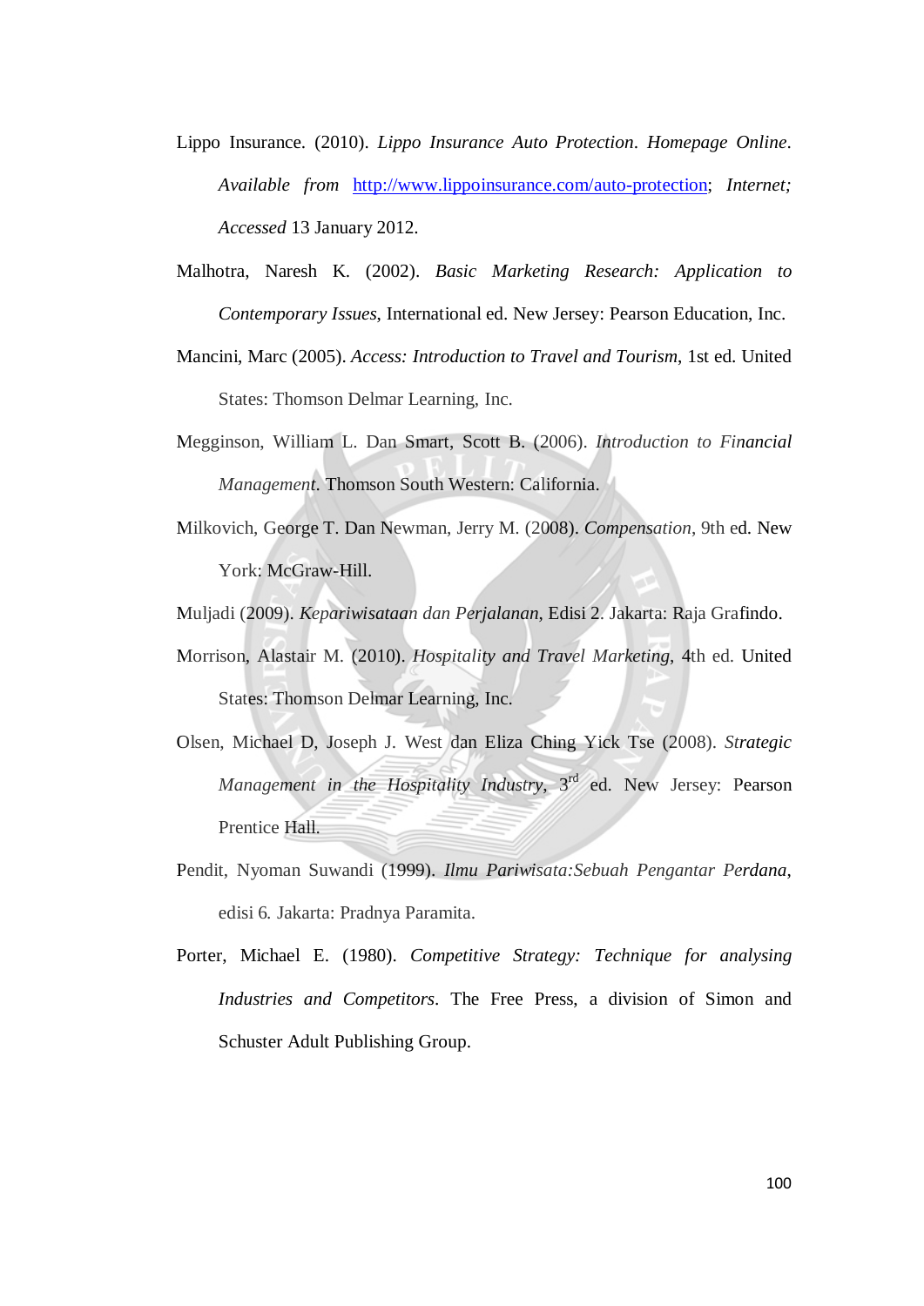Lippo Insurance. (2010). *Lippo Insurance Auto Protection*. *Homepage Online*. *Available from* http://www.lippoinsurance.com/auto-protection; *Internet; Accessed* 13 January 2012.

Malhotra, Naresh K. (2002). *Basic Marketing Research: Application to Contemporary Issues*, International ed. New Jersey: Pearson Education, Inc.

Mancini, Marc (2005). *Access: Introduction to Travel and Tourism*, 1st ed. United States: Thomson Delmar Learning, Inc.

Megginson, William L. Dan Smart, Scott B. (2006). *Introduction to Financial Management*. Thomson South Western: California.

Milkovich, George T. Dan Newman, Jerry M. (2008). *Compensation*, 9th ed. New York: McGraw-Hill.

Muljadi (2009). *Kepariwisataan dan Perjalanan*, Edisi 2. Jakarta: Raja Grafindo.

Morrison, Alastair M. (2010). *Hospitality and Travel Marketing*, 4th ed. United States: Thomson Delmar Learning, Inc.

Olsen, Michael D, Joseph J. West dan Eliza Ching Yick Tse (2008). *Strategic Management in the Hospitality Industry*, 3rd ed. New Jersey: Pearson Prentice Hall.

Pendit, Nyoman Suwandi (1999). *Ilmu Pariwisata:Sebuah Pengantar Perdana*, edisi 6. Jakarta: Pradnya Paramita.

Porter, Michael E. (1980). *Competitive Strategy: Technique for analysing Industries and Competitors*. The Free Press, a division of Simon and Schuster Adult Publishing Group.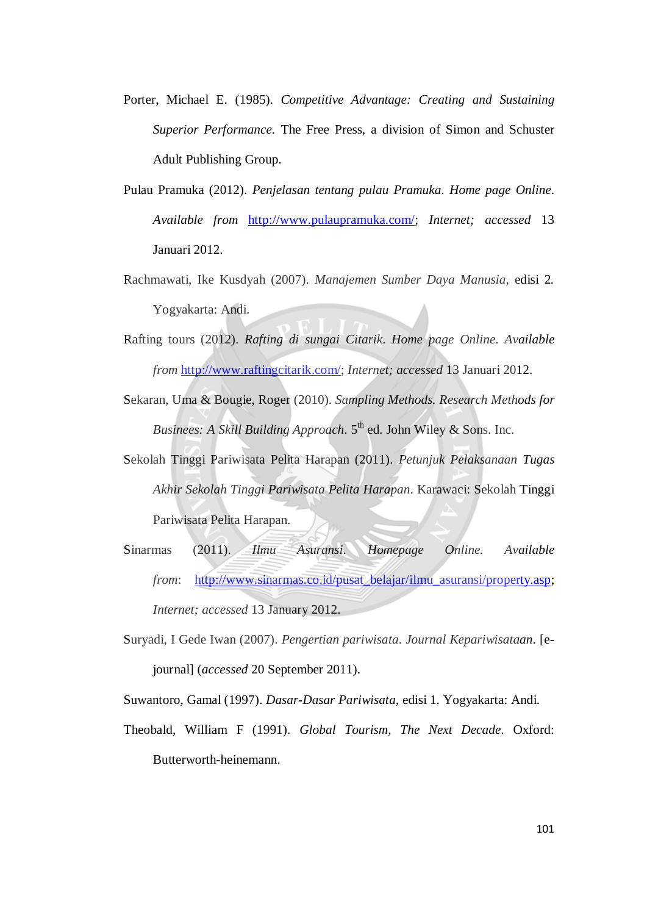Porter, Michael E. (1985). *Competitive Advantage: Creating and Sustaining Superior Performance*. The Free Press, a division of Simon and Schuster Adult Publishing Group.

Pulau Pramuka (2012). *Penjelasan tentang pulau Pramuka*. *Home page Online*. *Available from* http://www.pulaupramuka.com/; *Internet; accessed* 13 Januari 2012.

Rachmawati, Ike Kusdyah (2007). *Manajemen Sumber Daya Manusia*, edisi 2. Yogyakarta: Andi.

Rafting tours (2012). *Rafting di sungai Citarik*. *Home page Online*. *Available from* http://www.raftingcitarik.com/; *Internet; accessed* 13 Januari 2012.

Sekaran, Uma & Bougie, Roger (2010). *Sampling Methods. Research Methods for Businees: A Skill Building Approach*. 5th ed. John Wiley & Sons. Inc.

Sekolah Tinggi Pariwisata Pelita Harapan (2011). *Petunjuk Pelaksanaan Tugas Akhir Sekolah Tinggi Pariwisata Pelita Harapan*. Karawaci: Sekolah Tinggi Pariwisata Pelita Harapan.

Sinarmas (2011). *Ilmu Asuransi*. *Homepage Online. Available from*: http://www.sinarmas.co.id/pusat_belajar/ilmu_asuransi/property.asp; *Internet; accessed* 13 January 2012.

Suryadi, I Gede Iwan (2007). *Pengertian pariwisata*. *Journal Kepariwisataan*. [e-journal] (*accessed* 20 September 2011).

Suwantoro, Gamal (1997). *Dasar-Dasar Pariwisata*, edisi 1. Yogyakarta: Andi.

Theobald, William F (1991). *Global Tourism, The Next Decade*. Oxford: Butterworth-heinemann.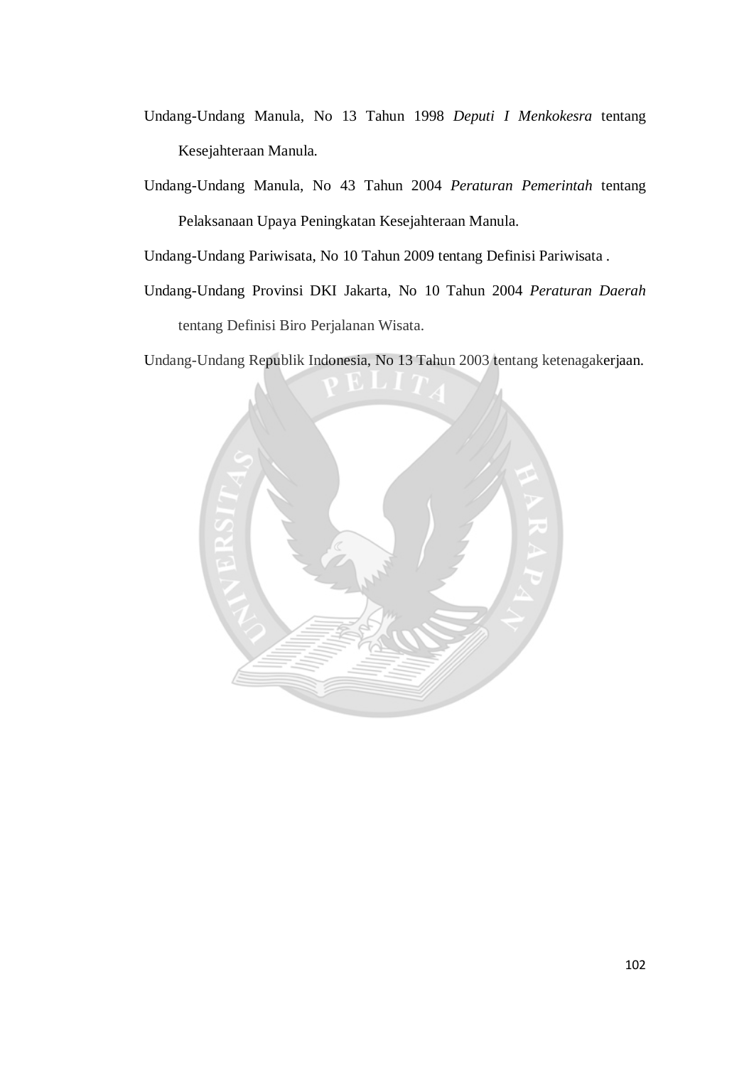Undang-Undang Manula, No 13 Tahun 1998 *Deputi I Menkokesra* tentang Kesejahteraan Manula.

Undang-Undang Manula, No 43 Tahun 2004 *Peraturan Pemerintah* tentang Pelaksanaan Upaya Peningkatan Kesejahteraan Manula.

Undang-Undang Pariwisata, No 10 Tahun 2009 tentang Definisi Pariwisata .

Undang-Undang Provinsi DKI Jakarta, No 10 Tahun 2004 *Peraturan Daerah* tentang Definisi Biro Perjalanan Wisata.

Undang-Undang Republik Indonesia, No 13 Tahun 2003 tentang ketenagakerjaan.